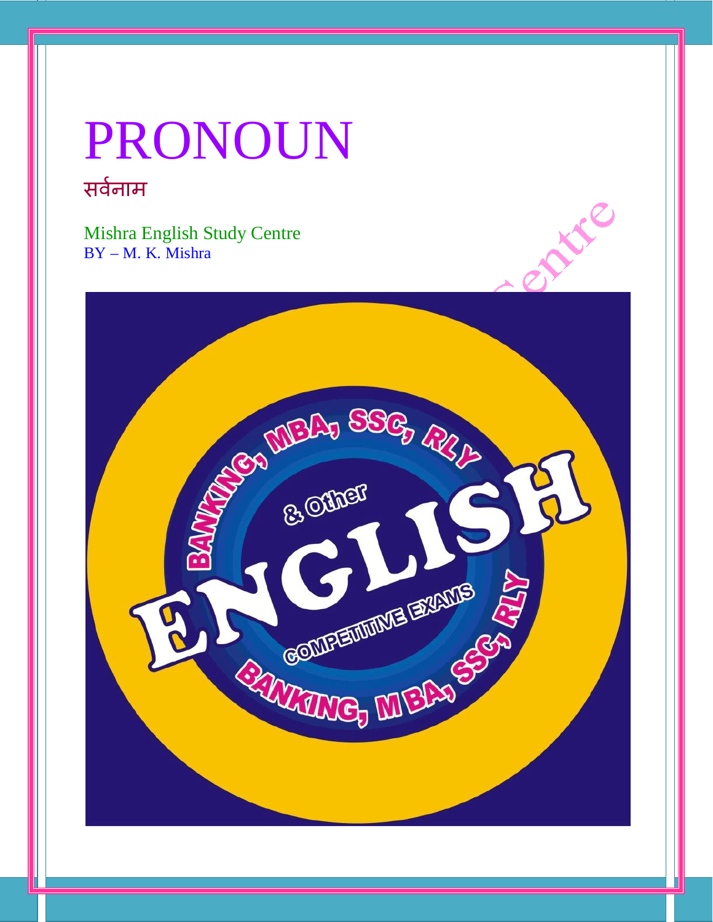# PRONOUN

## सर्वनाम

Mishra English Study Centre
BY – M. K. Mishra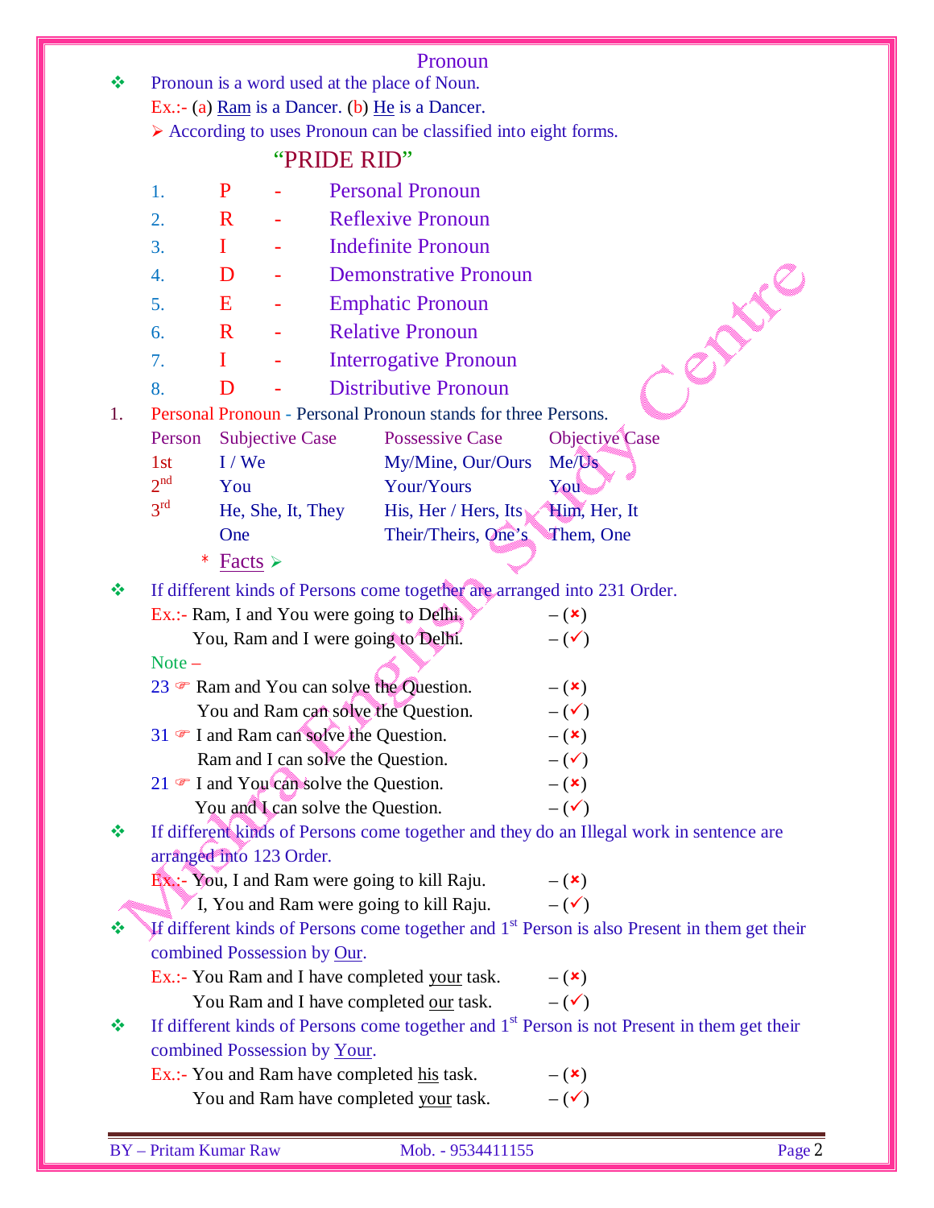# Pronoun

❖ Pronoun is a word used at the place of Noun.

Ex.:- (a) Ram is a Dancer. (b) He is a Dancer.

➢ According to uses Pronoun can be classified into eight forms.

## "PRIDE RID"

1. P - Personal Pronoun
2. R - Reflexive Pronoun
3. I - Indefinite Pronoun
4. D - Demonstrative Pronoun
5. E - Emphatic Pronoun
6. R - Relative Pronoun
7. I - Interrogative Pronoun
8. D - Distributive Pronoun

1. Personal Pronoun - Personal Pronoun stands for three Persons.

| Person | Subjective Case | Possessive Case | Objective Case |
|---|---|---|---|
| 1st | I / We | My/Mine, Our/Ours | Me/Us |
| 2nd | You | Your/Yours | You |
| 3rd | He, She, It, They | His, Her / Hers, Its | Him, Her, It |
| | One | Their/Theirs, One's | Them, One |

\* Facts ➢

❖ If different kinds of Persons come together are arranged into 231 Order.

Ex.:- Ram, I and You were going to Delhi. – (✗)

You, Ram and I were going to Delhi. – (✓)

Note –

23 ☞ Ram and You can solve the Question. – (✗)

You and Ram can solve the Question. – (✓)

31 ☞ I and Ram can solve the Question. – (✗)

Ram and I can solve the Question. – (✓)

21 ☞ I and You can solve the Question. – (✗)

You and I can solve the Question. – (✓)

❖ If different kinds of Persons come together and they do an Illegal work in sentence are arranged into 123 Order.

Ex.:- You, I and Ram were going to kill Raju. – (✗)

I, You and Ram were going to kill Raju. – (✓)

❖ If different kinds of Persons come together and 1st Person is also Present in them get their combined Possession by Our.

Ex.:- You Ram and I have completed your task. – (✗)

You Ram and I have completed our task. – (✓)

❖ If different kinds of Persons come together and 1st Person is not Present in them get their combined Possession by Your.

Ex.:- You and Ram have completed his task. – (✗)

You and Ram have completed your task. – (✓)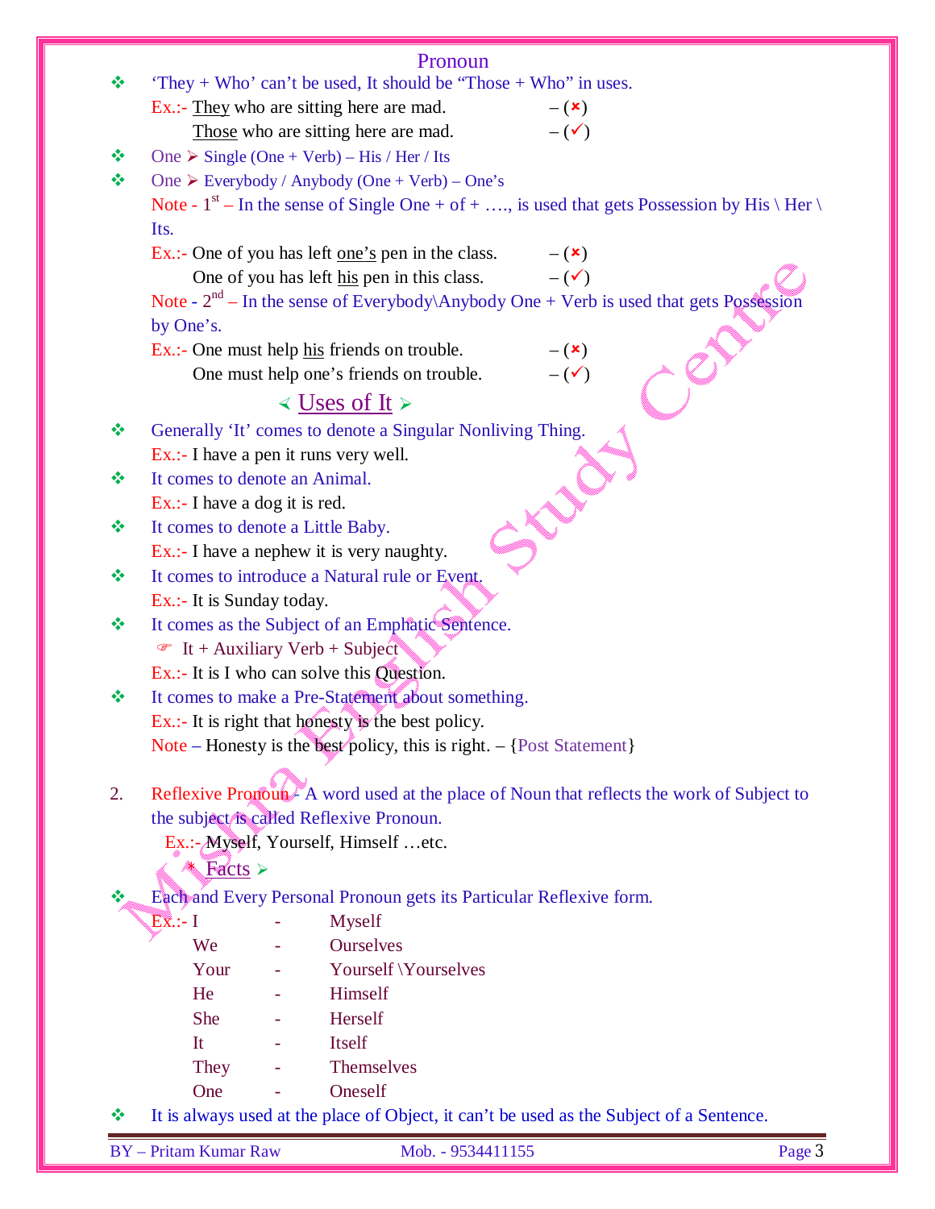## Pronoun

- 'They + Who' can't be used, It should be "Those + Who" in uses.

  Ex.:- They who are sitting here are mad. – (✗)

  Those who are sitting here are mad. – (✓)

- One ➢ Single (One + Verb) – His / Her / Its
- One ➢ Everybody / Anybody (One + Verb) – One's

  Note - 1st – In the sense of Single One + of + …., is used that gets Possession by His \ Her \ Its.

  Ex.:- One of you has left one's pen in the class. – (✗)

  One of you has left his pen in this class. – (✓)

  Note - 2nd – In the sense of Everybody\Anybody One + Verb is used that gets Possession by One's.

  Ex.:- One must help his friends on trouble. – (✗)

  One must help one's friends on trouble. – (✓)

### Uses of It

- Generally 'It' comes to denote a Singular Nonliving Thing.

  Ex.:- I have a pen it runs very well.
- It comes to denote an Animal.

  Ex.:- I have a dog it is red.
- It comes to denote a Little Baby.

  Ex.:- I have a nephew it is very naughty.
- It comes to introduce a Natural rule or Event.

  Ex.:- It is Sunday today.
- It comes as the Subject of an Emphatic Sentence.

  ☞ It + Auxiliary Verb + Subject

  Ex.:- It is I who can solve this Question.
- It comes to make a Pre-Statement about something.

  Ex.:- It is right that honesty is the best policy.

  Note – Honesty is the best policy, this is right. – {Post Statement}

2. Reflexive Pronoun – A word used at the place of Noun that reflects the work of Subject to the subject is called Reflexive Pronoun.

   Ex.:- Myself, Yourself, Himself …etc.

### Facts

- Each and Every Personal Pronoun gets its Particular Reflexive form.

  Ex.:-

  | | | |
  |---|---|---|
  | I | - | Myself |
  | We | - | Ourselves |
  | Your | - | Yourself \Yourselves |
  | He | - | Himself |
  | She | - | Herself |
  | It | - | Itself |
  | They | - | Themselves |
  | One | - | Oneself |

- It is always used at the place of Object, it can't be used as the Subject of a Sentence.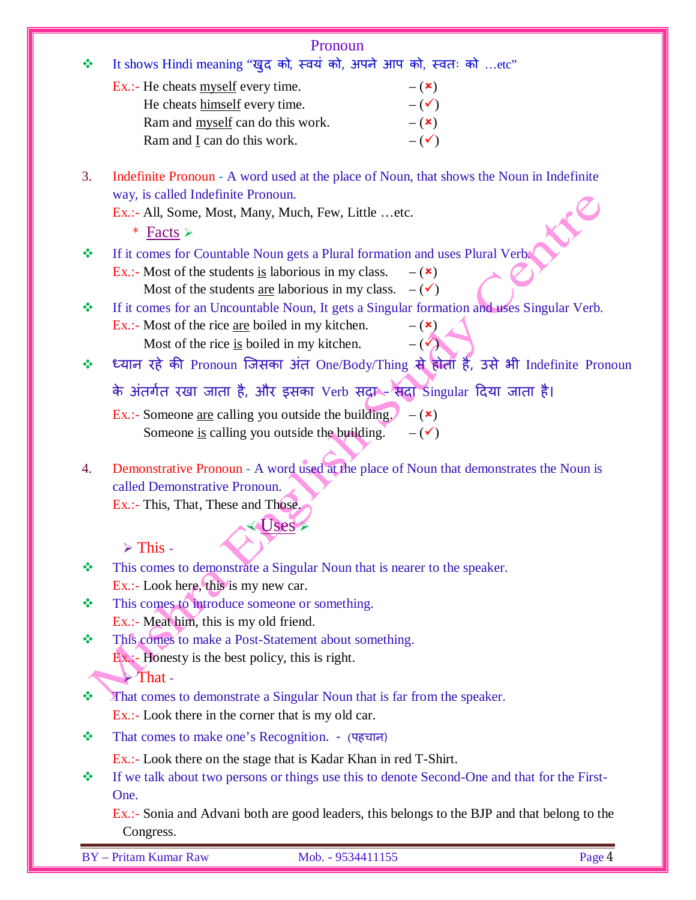## Pronoun

- It shows Hindi meaning "खुद को, स्वयं को, अपने आप को, स्वतः को …etc"

  Ex.:- He cheats <u>myself</u> every time. – (×)
  He cheats <u>himself</u> every time. – (✓)
  Ram and <u>myself</u> can do this work. – (×)
  Ram and <u>I</u> can do this work. – (✓)

3. Indefinite Pronoun - A word used at the place of Noun, that shows the Noun in Indefinite way, is called Indefinite Pronoun.

   Ex.:- All, Some, Most, Many, Much, Few, Little …etc.

   \* <u>Facts</u> ➢

- If it comes for Countable Noun gets a Plural formation and uses Plural Verb.

  Ex.:- Most of the students <u>is</u> laborious in my class. – (×)
  Most of the students <u>are</u> laborious in my class. – (✓)

- If it comes for an Uncountable Noun, It gets a Singular formation and uses Singular Verb.

  Ex.:- Most of the rice <u>are</u> boiled in my kitchen. – (×)
  Most of the rice <u>is</u> boiled in my kitchen. – (✓)

- ध्यान रहे की Pronoun जिसका अंत One/Body/Thing से होता है, उसे भी Indefinite Pronoun के अंतर्गत रखा जाता है, और इसका Verb सदा - सदा Singular दिया जाता है।

  Ex.:- Someone <u>are</u> calling you outside the building. – (×)
  Someone <u>is</u> calling you outside the building. – (✓)

4. Demonstrative Pronoun - A word used at the place of Noun that demonstrates the Noun is called Demonstrative Pronoun.

   Ex.:- This, That, These and Those.

   ➢ <u>Uses</u> ➢

➢ This -

- This comes to demonstrate a Singular Noun that is nearer to the speaker.

  Ex.:- Look here, this is my new car.

- This comes to introduce someone or something.

  Ex.:- Meat him, this is my old friend.

- This comes to make a Post-Statement about something.

  Ex.:- Honesty is the best policy, this is right.

➢ That -

- That comes to demonstrate a Singular Noun that is far from the speaker.

  Ex.:- Look there in the corner that is my old car.

- That comes to make one's Recognition. - (पहचान)

  Ex.:- Look there on the stage that is Kadar Khan in red T-Shirt.

- If we talk about two persons or things use this to denote Second-One and that for the First-One.

  Ex.:- Sonia and Advani both are good leaders, this belongs to the BJP and that belong to the Congress.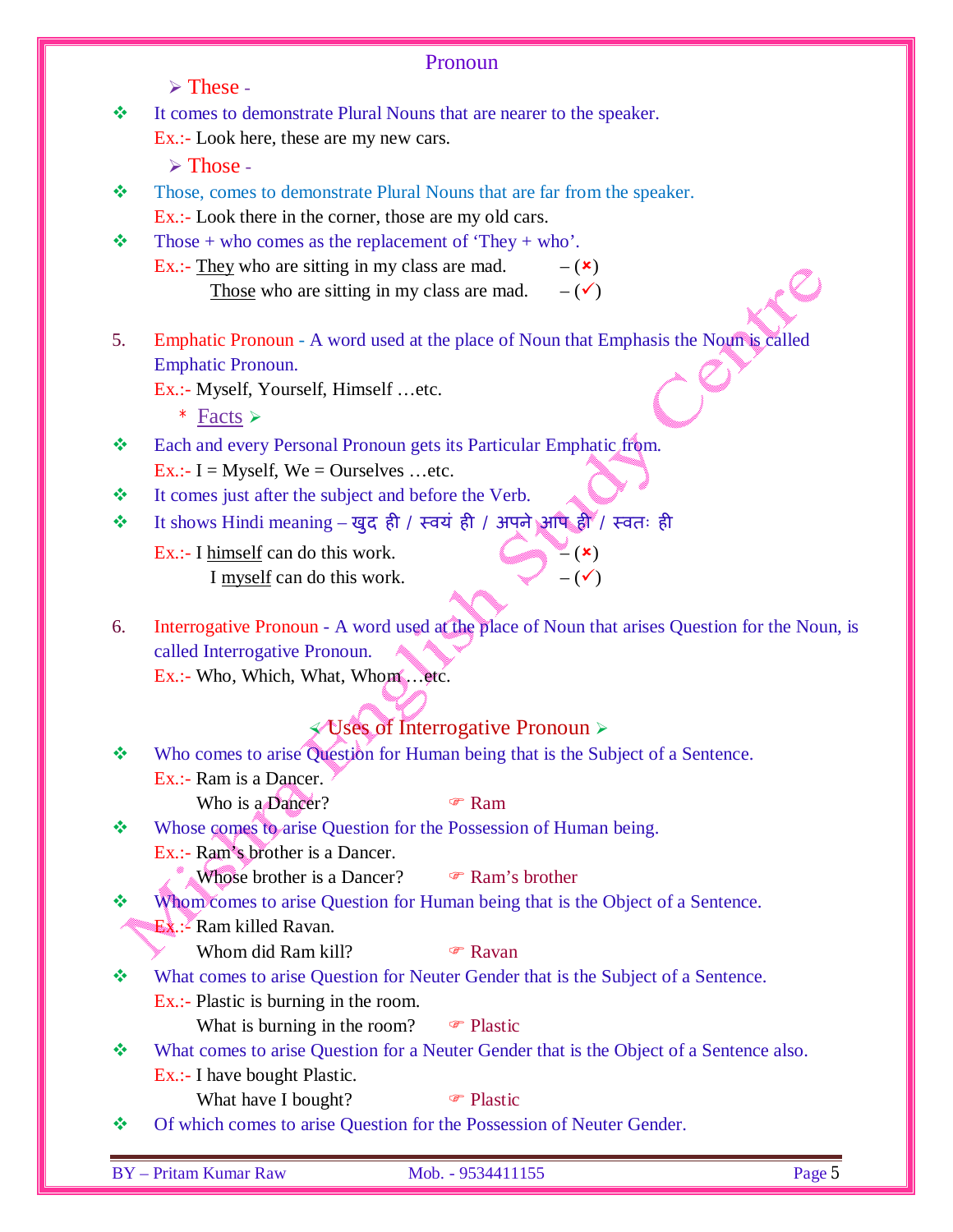## Pronoun

➢ **These -**

❖ It comes to demonstrate Plural Nouns that are nearer to the speaker.
Ex.:- Look here, these are my new cars.

➢ **Those -**

❖ Those, comes to demonstrate Plural Nouns that are far from the speaker.
Ex.:- Look there in the corner, those are my old cars.

❖ Those + who comes as the replacement of 'They + who'.
Ex.:- They who are sitting in my class are mad. – (✗)
Those who are sitting in my class are mad. – (✓)

5. Emphatic Pronoun - A word used at the place of Noun that Emphasis the Noun is called Emphatic Pronoun.
Ex.:- Myself, Yourself, Himself …etc.

\* Facts ➢

❖ Each and every Personal Pronoun gets its Particular Emphatic from.
Ex.:- I = Myself, We = Ourselves …etc.

❖ It comes just after the subject and before the Verb.

❖ It shows Hindi meaning – खुद ही / स्वयं ही / अपने आप ही / स्वतः ही
Ex.:- I himself can do this work. – (✗)
I myself can do this work. – (✓)

6. Interrogative Pronoun - A word used at the place of Noun that arises Question for the Noun, is called Interrogative Pronoun.
Ex.:- Who, Which, What, Whom …etc.

### ➢ Uses of Interrogative Pronoun ➢

❖ Who comes to arise Question for Human being that is the Subject of a Sentence.
Ex.:- Ram is a Dancer.
Who is a Dancer? ☞ Ram

❖ Whose comes to arise Question for the Possession of Human being.
Ex.:- Ram's brother is a Dancer.
Whose brother is a Dancer? ☞ Ram's brother

❖ Whom comes to arise Question for Human being that is the Object of a Sentence.
Ex.:- Ram killed Ravan.
Whom did Ram kill? ☞ Ravan

❖ What comes to arise Question for Neuter Gender that is the Subject of a Sentence.
Ex.:- Plastic is burning in the room.
What is burning in the room? ☞ Plastic

❖ What comes to arise Question for a Neuter Gender that is the Object of a Sentence also.
Ex.:- I have bought Plastic.
What have I bought? ☞ Plastic

❖ Of which comes to arise Question for the Possession of Neuter Gender.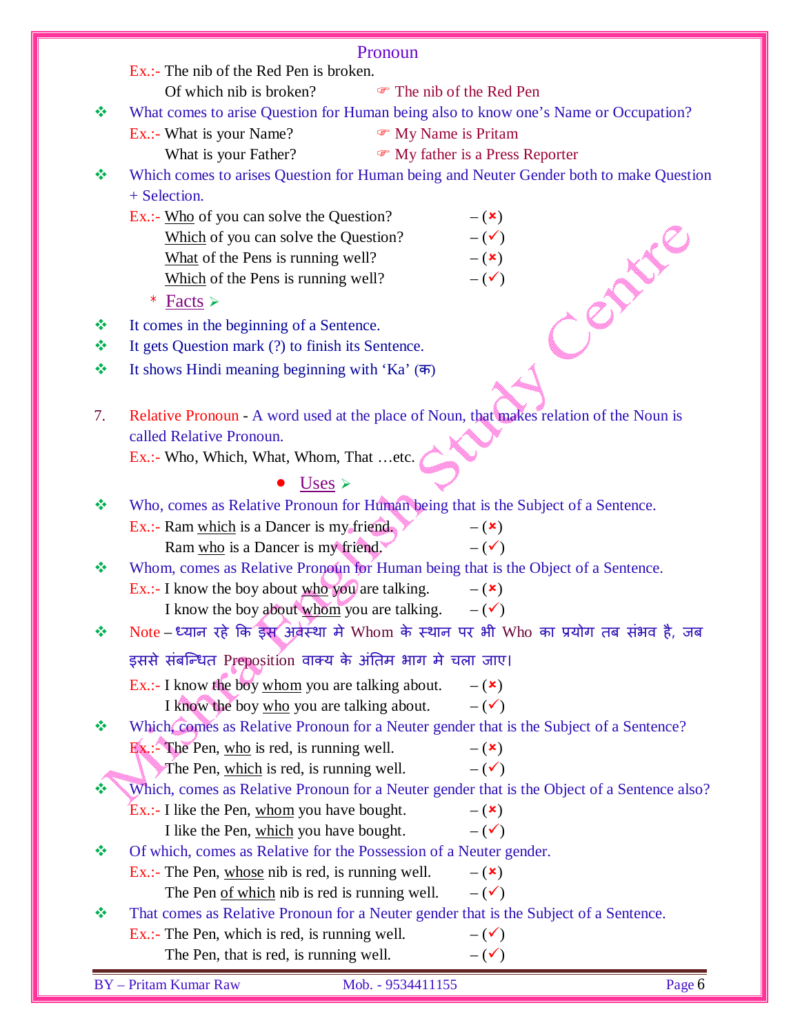## Pronoun

Ex.:- The nib of the Red Pen is broken.
Of which nib is broken? ☞ The nib of the Red Pen

❖ What comes to arise Question for Human being also to know one's Name or Occupation?

Ex.:- What is your Name? ☞ My Name is Pritam
What is your Father? ☞ My father is a Press Reporter

❖ Which comes to arises Question for Human being and Neuter Gender both to make Question + Selection.

Ex.:- Who of you can solve the Question? – (✗)
Which of you can solve the Question? – (✓)
What of the Pens is running well? – (✗)
Which of the Pens is running well? – (✓)

* Facts ➢

❖ It comes in the beginning of a Sentence.
❖ It gets Question mark (?) to finish its Sentence.
❖ It shows Hindi meaning beginning with 'Ka' (क)

7. Relative Pronoun - A word used at the place of Noun, that makes relation of the Noun is called Relative Pronoun.

Ex.:- Who, Which, What, Whom, That …etc.

● Uses ➢

❖ Who, comes as Relative Pronoun for Human being that is the Subject of a Sentence.

Ex.:- Ram which is a Dancer is my friend. – (✗)
Ram who is a Dancer is my friend. – (✓)

❖ Whom, comes as Relative Pronoun for Human being that is the Object of a Sentence.

Ex.:- I know the boy about who you are talking. – (✗)
I know the boy about whom you are talking. – (✓)

❖ Note – ध्यान रहे कि इस अवस्था मे Whom के स्थान पर भी Who का प्रयोग तब संभव है, जब इससे संबन्धित Preposition वाक्य के अंतिम भाग मे चला जाए।

Ex.:- I know the boy whom you are talking about. – (✗)
I know the boy who you are talking about. – (✓)

❖ Which, comes as Relative Pronoun for a Neuter gender that is the Subject of a Sentence?

Ex.:- The Pen, who is red, is running well. – (✗)
The Pen, which is red, is running well. – (✓)

❖ Which, comes as Relative Pronoun for a Neuter gender that is the Object of a Sentence also?

Ex.:- I like the Pen, whom you have bought. – (✗)
I like the Pen, which you have bought. – (✓)

❖ Of which, comes as Relative for the Possession of a Neuter gender.

Ex.:- The Pen, whose nib is red, is running well. – (✗)
The Pen of which nib is red is running well. – (✓)

❖ That comes as Relative Pronoun for a Neuter gender that is the Subject of a Sentence.

Ex.:- The Pen, which is red, is running well. – (✓)
The Pen, that is red, is running well. – (✓)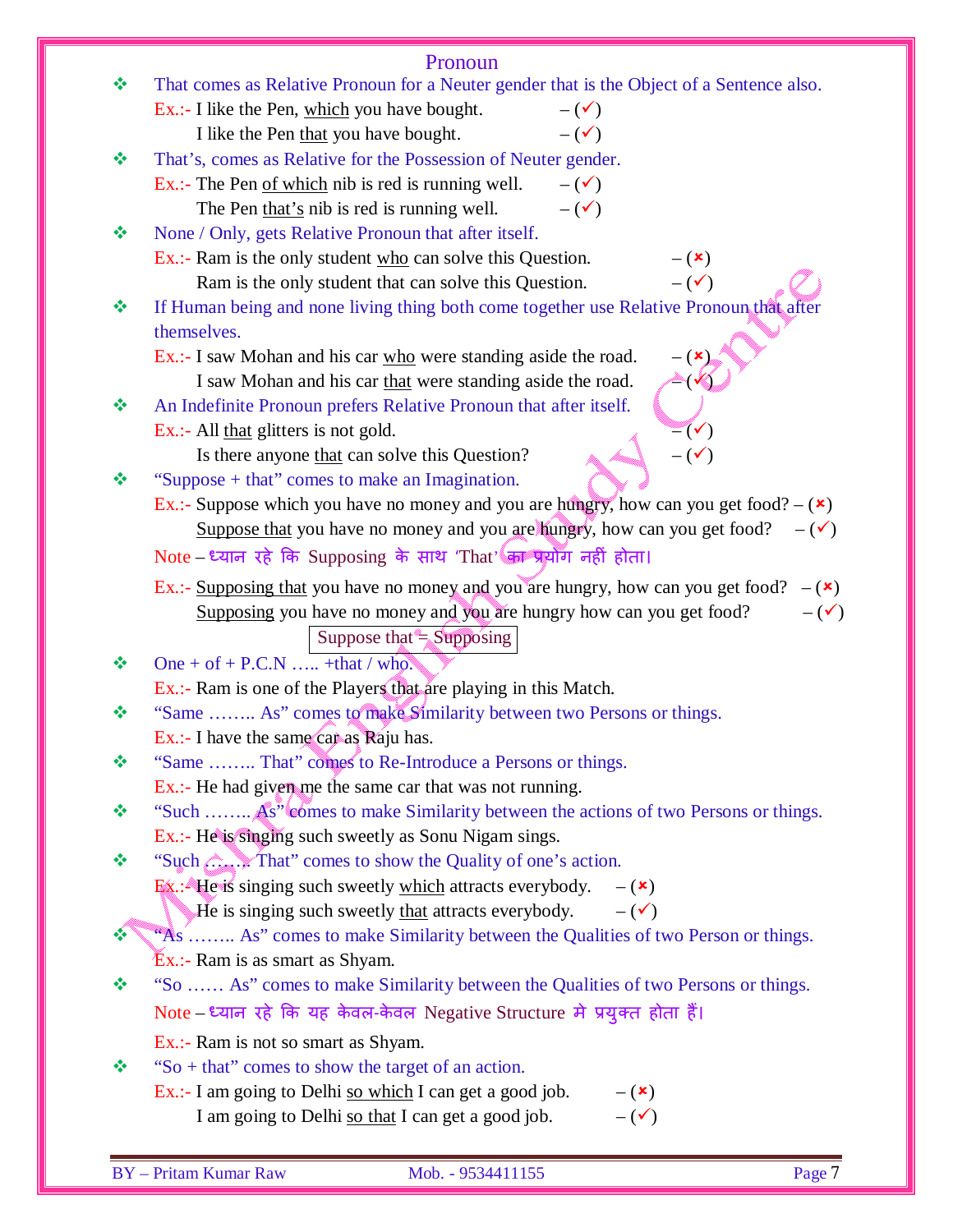# Pronoun

- That comes as Relative Pronoun for a Neuter gender that is the Object of a Sentence also.

  Ex.:- I like the Pen, which you have bought. – (✓)
  
  I like the Pen that you have bought. – (✓)

- That's, comes as Relative for the Possession of Neuter gender.

  Ex.:- The Pen of which nib is red is running well. – (✓)
  
  The Pen that's nib is red is running well. – (✓)

- None / Only, gets Relative Pronoun that after itself.

  Ex.:- Ram is the only student who can solve this Question. – (×)
  
  Ram is the only student that can solve this Question. – (✓)

- If Human being and none living thing both come together use Relative Pronoun that after themselves.

  Ex.:- I saw Mohan and his car who were standing aside the road. – (×)
  
  I saw Mohan and his car that were standing aside the road. – (✓)

- An Indefinite Pronoun prefers Relative Pronoun that after itself.

  Ex.:- All that glitters is not gold. – (✓)
  
  Is there anyone that can solve this Question? – (✓)

- "Suppose + that" comes to make an Imagination.

  Ex.:- Suppose which you have no money and you are hungry, how can you get food? – (×)
  
  Suppose that you have no money and you are hungry, how can you get food? – (✓)

  Note – ध्यान रहे कि Supposing के साथ 'That' का प्रयोग नहीं होता।

  Ex.:- Supposing that you have no money and you are hungry, how can you get food? – (×)
  
  Supposing you have no money and you are hungry how can you get food? – (✓)

  Suppose that = Supposing

- One + of + P.C.N ….. +that / who.

  Ex.:- Ram is one of the Players that are playing in this Match.

- "Same …….. As" comes to make Similarity between two Persons or things.

  Ex.:- I have the same car as Raju has.

- "Same …….. That" comes to Re-Introduce a Persons or things.

  Ex.:- He had given me the same car that was not running.

- "Such …….. As" comes to make Similarity between the actions of two Persons or things.

  Ex.:- He is singing such sweetly as Sonu Nigam sings.

- "Such …….. That" comes to show the Quality of one's action.

  Ex.:- He is singing such sweetly which attracts everybody. – (×)
  
  He is singing such sweetly that attracts everybody. – (✓)

- "As …….. As" comes to make Similarity between the Qualities of two Person or things.

  Ex.:- Ram is as smart as Shyam.

- "So …… As" comes to make Similarity between the Qualities of two Persons or things.

  Note – ध्यान रहे कि यह केवल-केवल Negative Structure मे प्रयुक्त होता हैं।

  Ex.:- Ram is not so smart as Shyam.

- "So + that" comes to show the target of an action.

  Ex.:- I am going to Delhi so which I can get a good job. – (×)
  
  I am going to Delhi so that I can get a good job. – (✓)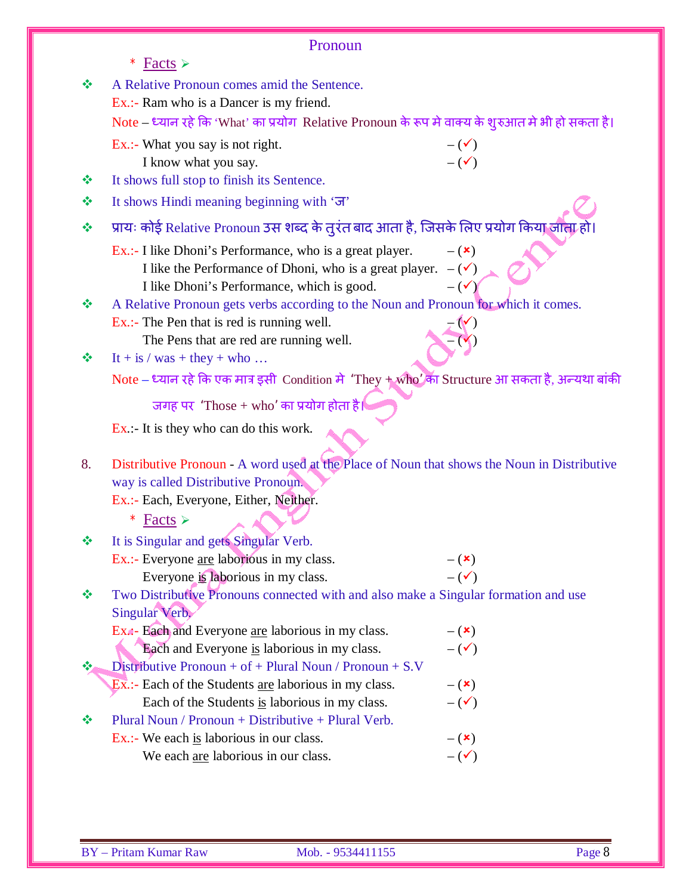# Pronoun

\* Facts ➢

- ❖ A Relative Pronoun comes amid the Sentence.

  Ex.:- Ram who is a Dancer is my friend.

  Note – ध्यान रहे कि 'What' का प्रयोग Relative Pronoun के रूप मे वाक्य के शुरुआत मे भी हो सकता है।

  Ex.:- What you say is not right. – (✓)

  I know what you say. – (✓)

- ❖ It shows full stop to finish its Sentence.
- ❖ It shows Hindi meaning beginning with 'ज'
- ❖ प्रायः कोई Relative Pronoun उस शब्द के तुरंत बाद आता है, जिसके लिए प्रयोग किया जाता हो।

  Ex.:- I like Dhoni's Performance, who is a great player. – (×)

  I like the Performance of Dhoni, who is a great player. – (✓)

  I like Dhoni's Performance, which is good. – (✓)

- ❖ A Relative Pronoun gets verbs according to the Noun and Pronoun for which it comes.

  Ex.:- The Pen that is red is running well. – (✓)

  The Pens that are red are running well. – (✓)

- ❖ It + is / was + they + who …

  Note – ध्यान रहे कि एक मात्र इसी Condition मे 'They + who' का Structure आ सकता है, अन्यथा बांकी जगह पर 'Those + who' का प्रयोग होता है।

  Ex.:- It is they who can do this work.

8. Distributive Pronoun - A word used at the Place of Noun that shows the Noun in Distributive way is called Distributive Pronoun.

   Ex.:- Each, Everyone, Either, Neither.

\* Facts ➢

- ❖ It is Singular and gets Singular Verb.

  Ex.:- Everyone <u>are</u> laborious in my class. – (×)

  Everyone <u>is</u> laborious in my class. – (✓)

- ❖ Two Distributive Pronouns connected with and also make a Singular formation and use Singular Verb.

  Ex.:- Each and Everyone <u>are</u> laborious in my class. – (×)

  Each and Everyone <u>is</u> laborious in my class. – (✓)

- ❖ Distributive Pronoun + of + Plural Noun / Pronoun + S.V

  Ex.:- Each of the Students <u>are</u> laborious in my class. – (×)

  Each of the Students <u>is</u> laborious in my class. – (✓)

- ❖ Plural Noun / Pronoun + Distributive + Plural Verb.

  Ex.:- We each <u>is</u> laborious in our class. – (×)

  We each <u>are</u> laborious in our class. – (✓)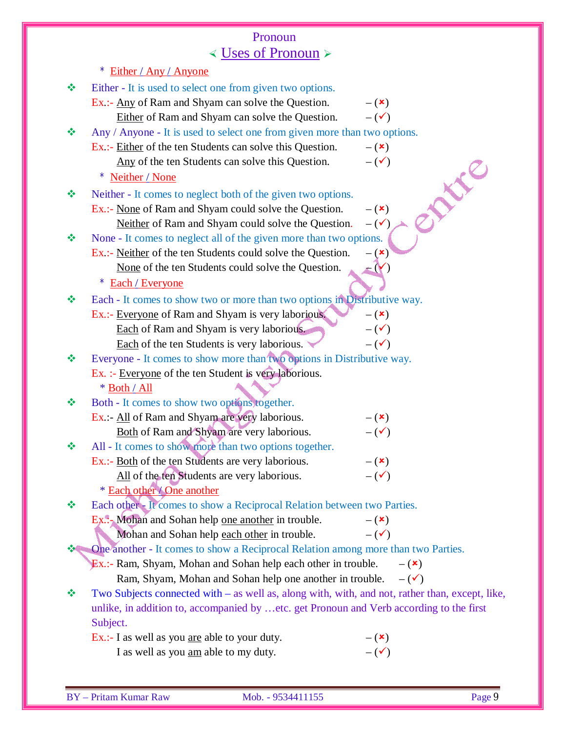# Pronoun

## Uses of Pronoun

* Either / Any / Anyone

❖ Either - It is used to select one from given two options.

Ex.:- Any of Ram and Shyam can solve the Question. – (✗)
Either of Ram and Shyam can solve the Question. – (✓)

❖ Any / Anyone - It is used to select one from given more than two options.

Ex.:- Either of the ten Students can solve this Question. – (✗)
Any of the ten Students can solve this Question. – (✓)

* Neither / None

❖ Neither - It comes to neglect both of the given two options.

Ex.:- None of Ram and Shyam could solve the Question. – (✗)
Neither of Ram and Shyam could solve the Question. – (✓)

❖ None - It comes to neglect all of the given more than two options.

Ex.:- Neither of the ten Students could solve the Question. – (✗)
None of the ten Students could solve the Question. – (✓)

* Each / Everyone

❖ Each - It comes to show two or more than two options in Distributive way.

Ex.:- Everyone of Ram and Shyam is very laborious. – (✗)
Each of Ram and Shyam is very laborious. – (✓)
Each of the ten Students is very laborious. – (✓)

❖ Everyone - It comes to show more than two options in Distributive way.

Ex. :- Everyone of the ten Student is very laborious.

* Both / All

❖ Both - It comes to show two options together.

Ex.:- All of Ram and Shyam are very laborious. – (✗)
Both of Ram and Shyam are very laborious. – (✓)

❖ All - It comes to show more than two options together.

Ex.:- Both of the ten Students are very laborious. – (✗)
All of the ten Students are very laborious. – (✓)

* Each other / One another

❖ Each other - It comes to show a Reciprocal Relation between two Parties.

Ex.:- Mohan and Sohan help one another in trouble. – (✗)
Mohan and Sohan help each other in trouble. – (✓)

❖ One another - It comes to show a Reciprocal Relation among more than two Parties.

Ex.:- Ram, Shyam, Mohan and Sohan help each other in trouble. – (✗)
Ram, Shyam, Mohan and Sohan help one another in trouble. – (✓)

❖ Two Subjects connected with – as well as, along with, with, and not, rather than, except, like, unlike, in addition to, accompanied by …etc. get Pronoun and Verb according to the first Subject.

Ex.:- I as well as you are able to your duty. – (✗)
I as well as you am able to my duty. – (✓)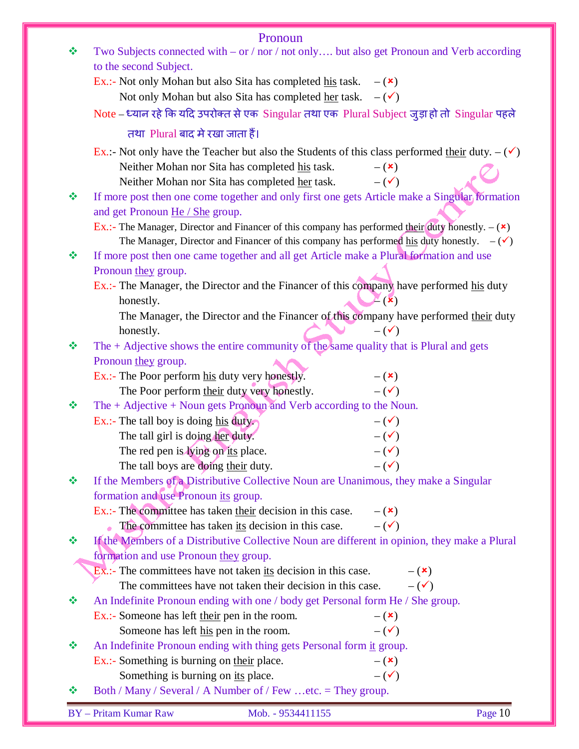# Pronoun

- Two Subjects connected with – or / nor / not only…. but also get Pronoun and Verb according to the second Subject.

  Ex.:- Not only Mohan but also Sita has completed his task. – (×)

  Not only Mohan but also Sita has completed her task. – (✓)

  Note – ध्यान रहे कि यदि उपरोक्त से एक Singular तथा एक Plural Subject जुड़ा हो तो Singular पहले तथा Plural बाद मे रखा जाता हैं।

  Ex.:- Not only have the Teacher but also the Students of this class performed their duty. – (✓)

  Neither Mohan nor Sita has completed his task. – (×)

  Neither Mohan nor Sita has completed her task. – (✓)

- If more post then one come together and only first one gets Article make a Singular formation and get Pronoun He / She group.

  Ex.:- The Manager, Director and Financer of this company has performed their duty honestly. – (×)

  The Manager, Director and Financer of this company has performed his duty honestly. – (✓)

- If more post then one came together and all get Article make a Plural formation and use Pronoun they group.

  Ex.:- The Manager, the Director and the Financer of this company have performed his duty honestly. – (×)

  The Manager, the Director and the Financer of this company have performed their duty honestly. – (✓)

- The + Adjective shows the entire community of the same quality that is Plural and gets Pronoun they group.

  Ex.:- The Poor perform his duty very honestly. – (×)

  The Poor perform their duty very honestly. – (✓)

- The + Adjective + Noun gets Pronoun and Verb according to the Noun.

  Ex.:- The tall boy is doing his duty. – (✓)

  The tall girl is doing her duty. – (✓)

  The red pen is lying on its place. – (✓)

  The tall boys are doing their duty. – (✓)

- If the Members of a Distributive Collective Noun are Unanimous, they make a Singular formation and use Pronoun its group.

  Ex.:- The committee has taken their decision in this case. – (×)

  The committee has taken its decision in this case. – (✓)

- If the Members of a Distributive Collective Noun are different in opinion, they make a Plural formation and use Pronoun they group.

  Ex.:- The committees have not taken its decision in this case. – (×)

  The committees have not taken their decision in this case. – (✓)

- An Indefinite Pronoun ending with one / body get Personal form He / She group.

  Ex.:- Someone has left their pen in the room. – (×)

  Someone has left his pen in the room. – (✓)

- An Indefinite Pronoun ending with thing gets Personal form it group.

  Ex.:- Something is burning on their place. – (×)

  Something is burning on its place. – (✓)

- Both / Many / Several / A Number of / Few …etc. = They group.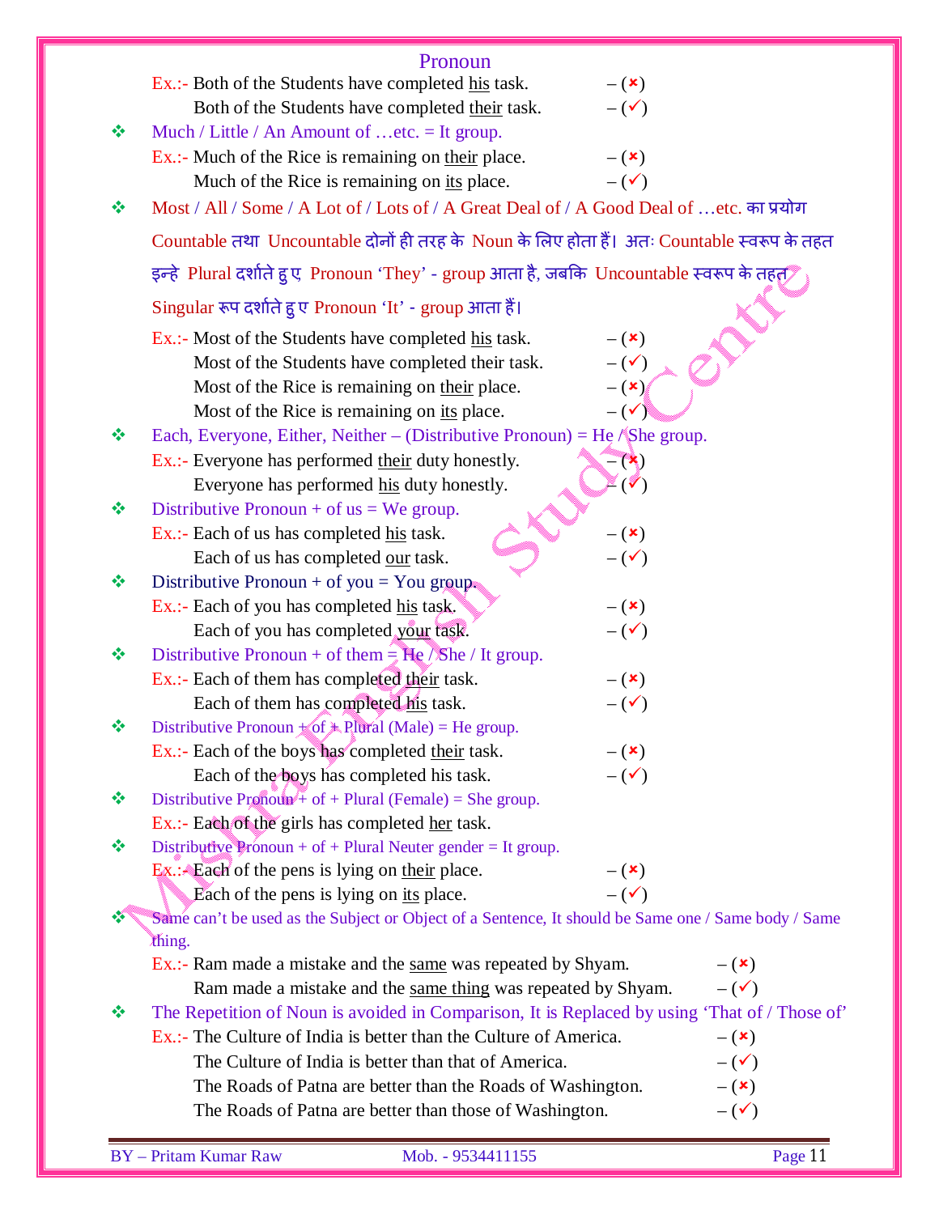## Pronoun

Ex.:- Both of the Students have completed <u>his</u> task. – (✗)
Both of the Students have completed <u>their</u> task. – (✓)

- Much / Little / An Amount of …etc. = It group.

Ex.:- Much of the Rice is remaining on <u>their</u> place. – (✗)
Much of the Rice is remaining on <u>its</u> place. – (✓)

- Most / All / Some / A Lot of / Lots of / A Great Deal of / A Good Deal of …etc. का प्रयोग Countable तथा Uncountable दोनों ही तरह के Noun के लिए होता हैं। अतः Countable स्वरूप के तहत इन्हे Plural दर्शाते हुए Pronoun 'They' - group आता है, जबकि Uncountable स्वरूप के तहत Singular रूप दर्शाते हुए Pronoun 'It' - group आता हैं।

Ex.:- Most of the Students have completed <u>his</u> task. – (✗)
Most of the Students have completed their task. – (✓)
Most of the Rice is remaining on <u>their</u> place. – (✗)
Most of the Rice is remaining on <u>its</u> place. – (✓)

- Each, Everyone, Either, Neither – (Distributive Pronoun) = He / She group.

Ex.:- Everyone has performed <u>their</u> duty honestly. – (✗)
Everyone has performed <u>his</u> duty honestly. – (✓)

- Distributive Pronoun + of us = We group.

Ex.:- Each of us has completed <u>his</u> task. – (✗)
Each of us has completed <u>our</u> task. – (✓)

- Distributive Pronoun + of you = You group.

Ex.:- Each of you has completed <u>his</u> task. – (✗)
Each of you has completed <u>your</u> task. – (✓)

- Distributive Pronoun + of them = He / She / It group.

Ex.:- Each of them has completed <u>their</u> task. – (✗)
Each of them has completed <u>his</u> task. – (✓)

- Distributive Pronoun + of + Plural (Male) = He group.

Ex.:- Each of the boys has completed <u>their</u> task. – (✗)
Each of the boys has completed his task. – (✓)

- Distributive Pronoun + of + Plural (Female) = She group.

Ex.:- Each of the girls has completed <u>her</u> task.

- Distributive Pronoun + of + Plural Neuter gender = It group.

Ex.:- Each of the pens is lying on <u>their</u> place. – (✗)
Each of the pens is lying on <u>its</u> place. – (✓)

- Same can't be used as the Subject or Object of a Sentence, It should be Same one / Same body / Same thing.

Ex.:- Ram made a mistake and the <u>same</u> was repeated by Shyam. – (✗)
Ram made a mistake and the <u>same thing</u> was repeated by Shyam. – (✓)

- The Repetition of Noun is avoided in Comparison, It is Replaced by using 'That of / Those of'

Ex.:- The Culture of India is better than the Culture of America. – (✗)
The Culture of India is better than that of America. – (✓)
The Roads of Patna are better than the Roads of Washington. – (✗)
The Roads of Patna are better than those of Washington. – (✓)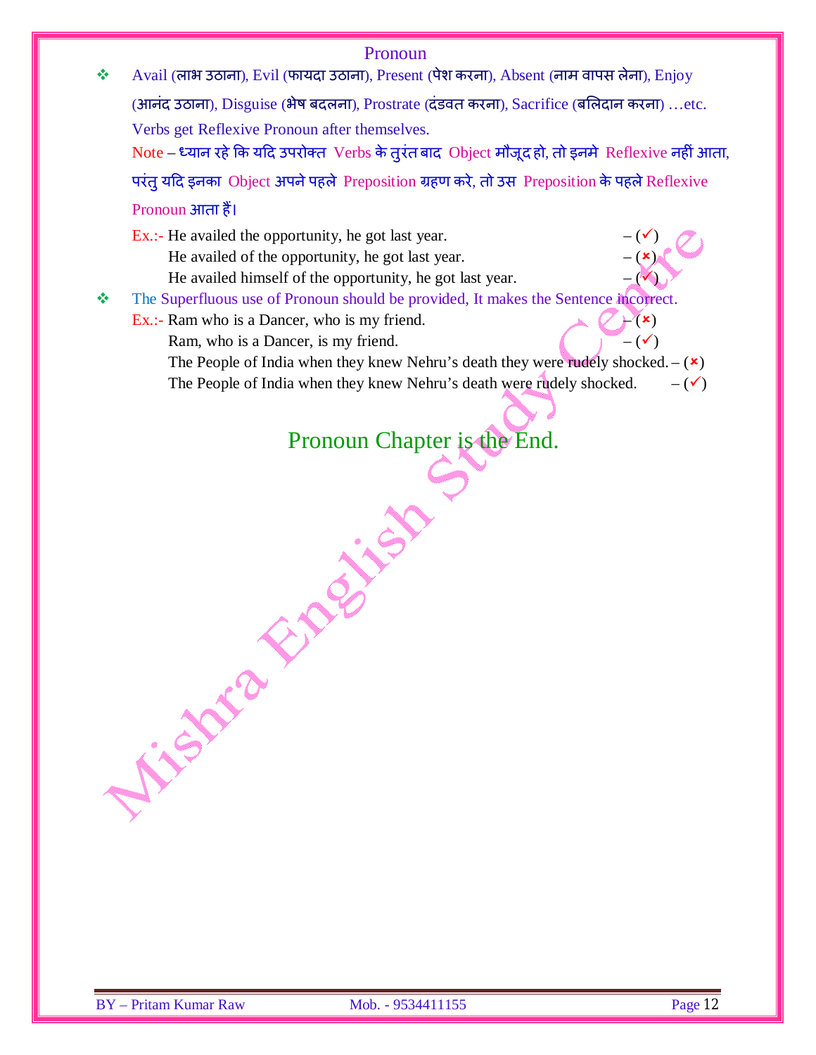# Pronoun

- Avail (लाभ उठाना), Evil (फायदा उठाना), Present (पेश करना), Absent (नाम वापस लेना), Enjoy (आनंद उठाना), Disguise (भेष बदलना), Prostrate (दंडवत करना), Sacrifice (बलिदान करना) …etc. Verbs get Reflexive Pronoun after themselves.

  Note – ध्यान रहे कि यदि उपरोक्त Verbs के तुरंत बाद Object मौजूद हो, तो इनमे Reflexive नहीं आता, परंतु यदि इनका Object अपने पहले Preposition ग्रहण करे, तो उस Preposition के पहले Reflexive Pronoun आता हैं।

  Ex.:- He availed the opportunity, he got last year. – (✓)
  He availed of the opportunity, he got last year. – (×)
  He availed himself of the opportunity, he got last year. – (✓)

- The Superfluous use of Pronoun should be provided, It makes the Sentence incorrect.

  Ex.:- Ram who is a Dancer, who is my friend. – (×)
  Ram, who is a Dancer, is my friend. – (✓)
  The People of India when they knew Nehru's death they were rudely shocked. – (×)
  The People of India when they knew Nehru's death were rudely shocked. – (✓)

## Pronoun Chapter is the End.